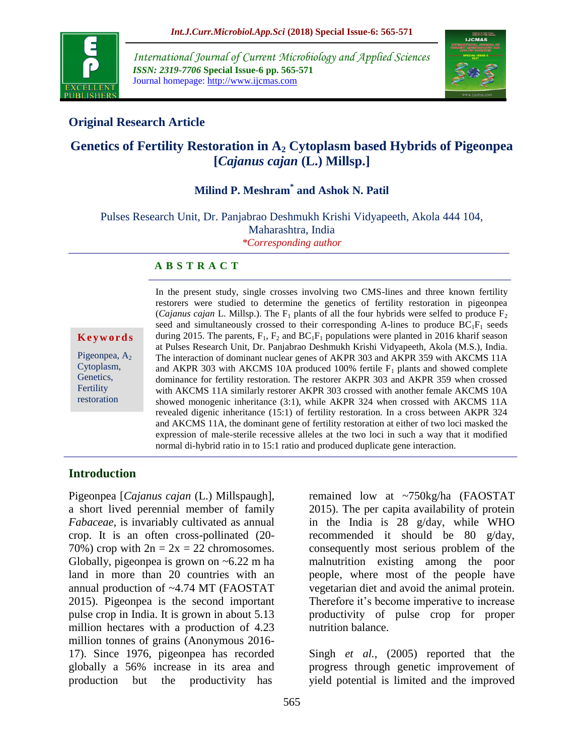## Original Research Article

# Genetics of Fertility Restoration in $A_2$ Cytoplasm based Hybrids of Pigeonpea [*Cajanus cajan* (L.) Millsp.]

**Milind P. Meshram*** **and Ashok N. Patil**

Pulses Research Unit, Dr. Panjabrao Deshmukh Krishi Vidyapeeth, Akola 444 104, Maharashtra, India

*\*Corresponding author*

### ABSTRACT

**Keywords**

Pigeonpea, $A_2$ Cytoplasm, Genetics, Fertility restoration

In the present study, single crosses involving two CMS-lines and three known fertility restorers were studied to determine the genetics of fertility restoration in pigeonpea (*Cajanus cajan* L. Millsp.). The $F_1$ plants of all the four hybrids were selfed to produce $F_2$ seed and simultaneously crossed to their corresponding A-lines to produce $BC_1F_1$ seeds during 2015. The parents, $F_1$, $F_2$ and $BC_1F_1$ populations were planted in 2016 kharif season at Pulses Research Unit, Dr. Panjabrao Deshmukh Krishi Vidyapeeth, Akola (M.S.), India. The interaction of dominant nuclear genes of AKPR 303 and AKPR 359 with AKCMS 11A and AKPR 303 with AKCMS 10A produced 100% fertile $F_1$ plants and showed complete dominance for fertility restoration. The restorer AKPR 303 and AKPR 359 when crossed with AKCMS 11A similarly restorer AKPR 303 crossed with another female AKCMS 10A showed monogenic inheritance (3:1), while AKPR 324 when crossed with AKCMS 11A revealed digenic inheritance (15:1) of fertility restoration. In a cross between AKPR 324 and AKCMS 11A, the dominant gene of fertility restoration at either of two loci masked the expression of male-sterile recessive alleles at the two loci in such a way that it modified normal di-hybrid ratio in to 15:1 ratio and produced duplicate gene interaction.

## Introduction

Pigeonpea [*Cajanus cajan* (L.) Millspaugh], a short lived perennial member of family *Fabaceae*, is invariably cultivated as annual crop. It is an often cross-pollinated (20-70%) crop with $2n = 2x = 22$ chromosomes. Globally, pigeonpea is grown on ~6.22 m ha land in more than 20 countries with an annual production of ~4.74 MT (FAOSTAT 2015). Pigeonpea is the second important pulse crop in India. It is grown in about 5.13 million hectares with a production of 4.23 million tonnes of grains (Anonymous 2016-17). Since 1976, pigeonpea has recorded globally a 56% increase in its area and production but the productivity has remained low at ~750kg/ha (FAOSTAT 2015). The per capita availability of protein in the India is 28 g/day, while WHO recommended it should be 80 g/day, consequently most serious problem of the malnutrition existing among the poor people, where most of the people have vegetarian diet and avoid the animal protein. Therefore it's become imperative to increase productivity of pulse crop for proper nutrition balance.

Singh *et al.*, (2005) reported that the progress through genetic improvement of yield potential is limited and the improved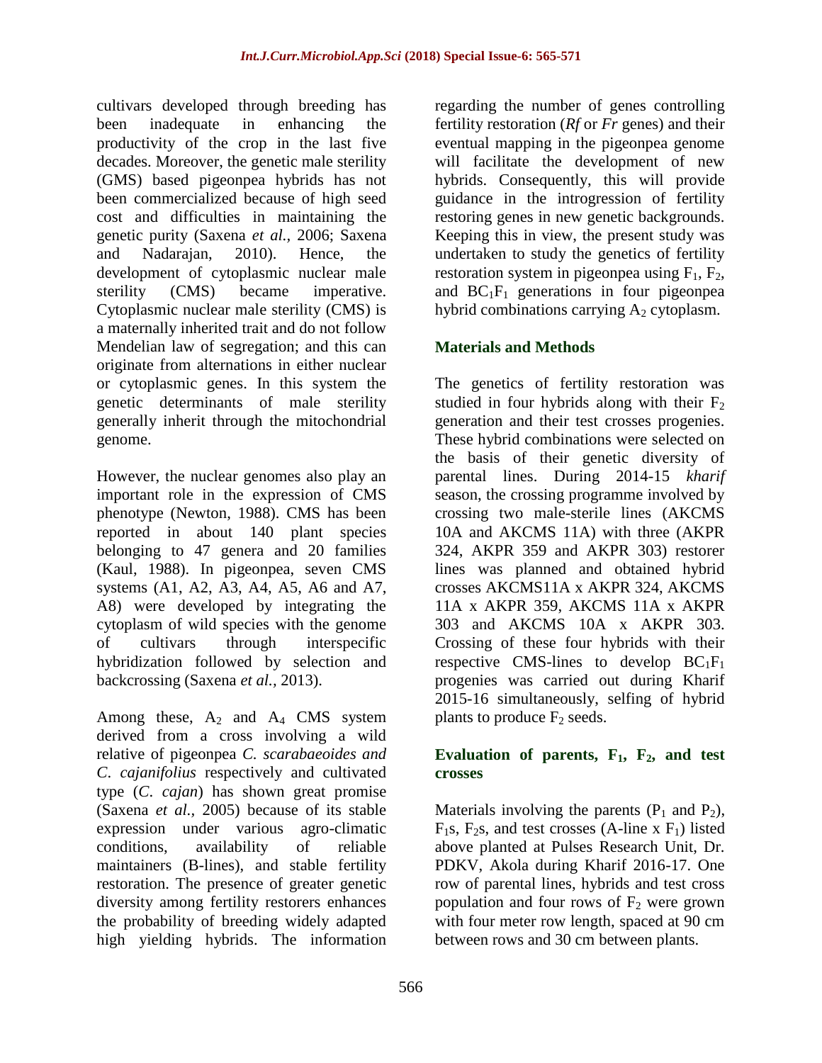cultivars developed through breeding has been inadequate in enhancing the productivity of the crop in the last five decades. Moreover, the genetic male sterility (GMS) based pigeonpea hybrids has not been commercialized because of high seed cost and difficulties in maintaining the genetic purity (Saxena *et al.*, 2006; Saxena and Nadarajan, 2010). Hence, the development of cytoplasmic nuclear male sterility (CMS) became imperative. Cytoplasmic nuclear male sterility (CMS) is a maternally inherited trait and do not follow Mendelian law of segregation; and this can originate from alternations in either nuclear or cytoplasmic genes. In this system the genetic determinants of male sterility generally inherit through the mitochondrial genome.

However, the nuclear genomes also play an important role in the expression of CMS phenotype (Newton, 1988). CMS has been reported in about 140 plant species belonging to 47 genera and 20 families (Kaul, 1988). In pigeonpea, seven CMS systems (A1, A2, A3, A4, A5, A6 and A7, A8) were developed by integrating the cytoplasm of wild species with the genome of cultivars through interspecific hybridization followed by selection and backcrossing (Saxena *et al.,* 2013).

Among these, $A_2$ and $A_4$ CMS system derived from a cross involving a wild relative of pigeonpea *C. scarabaeoides and C. cajanifolius* respectively and cultivated type (*C. cajan*) has shown great promise (Saxena *et al.*, 2005) because of its stable expression under various agro-climatic conditions, availability of reliable maintainers (B-lines), and stable fertility restoration. The presence of greater genetic diversity among fertility restorers enhances the probability of breeding widely adapted high yielding hybrids. The information regarding the number of genes controlling fertility restoration (*Rf* or *Fr* genes) and their eventual mapping in the pigeonpea genome will facilitate the development of new hybrids. Consequently, this will provide guidance in the introgression of fertility restoring genes in new genetic backgrounds. Keeping this in view, the present study was undertaken to study the genetics of fertility restoration system in pigeonpea using $F_1$, $F_2$, and $BC_1F_1$ generations in four pigeonpea hybrid combinations carrying $A_2$ cytoplasm.

## Materials and Methods

The genetics of fertility restoration was studied in four hybrids along with their $F_2$ generation and their test crosses progenies. These hybrid combinations were selected on the basis of their genetic diversity of parental lines. During 2014-15 *kharif* season, the crossing programme involved by crossing two male-sterile lines (AKCMS 10A and AKCMS 11A) with three (AKPR 324, AKPR 359 and AKPR 303) restorer lines was planned and obtained hybrid crosses AKCMS11A x AKPR 324, AKCMS 11A x AKPR 359, AKCMS 11A x AKPR 303 and AKCMS 10A x AKPR 303. Crossing of these four hybrids with their respective CMS-lines to develop $BC_1F_1$ progenies was carried out during Kharif 2015-16 simultaneously, selfing of hybrid plants to produce $F_2$ seeds.

### Evaluation of parents, $F_1$, $F_2$, and test crosses

Materials involving the parents ($P_1$ and $P_2$), $F_1$s, $F_2$s, and test crosses (A-line x $F_1$) listed above planted at Pulses Research Unit, Dr. PDKV, Akola during Kharif 2016-17. One row of parental lines, hybrids and test cross population and four rows of $F_2$ were grown with four meter row length, spaced at 90 cm between rows and 30 cm between plants.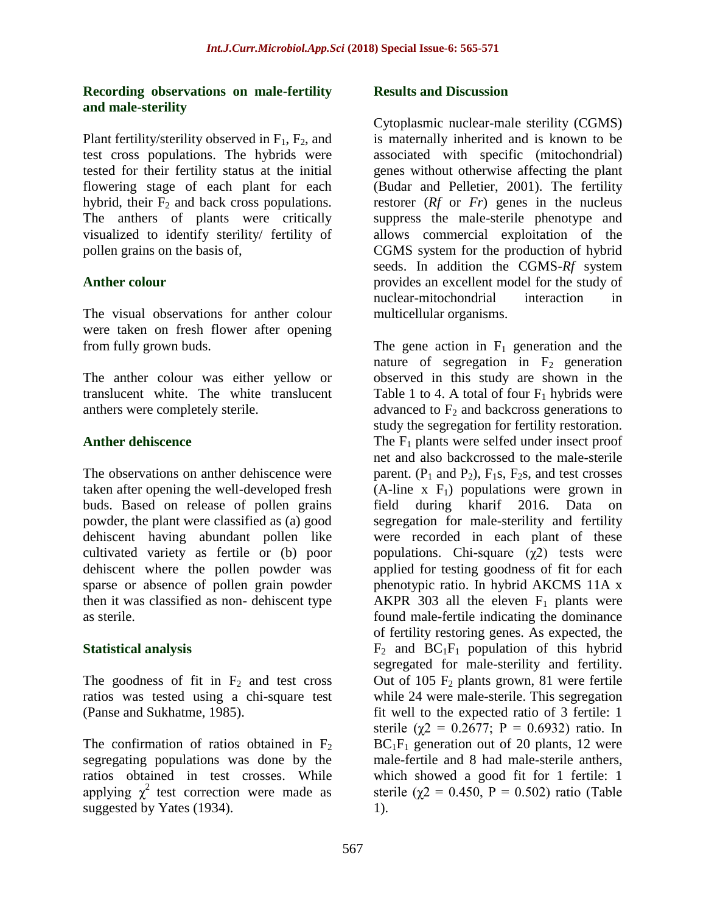### Recording observations on male-fertility and male-sterility

Plant fertility/sterility observed in $F_1$, $F_2$, and test cross populations. The hybrids were tested for their fertility status at the initial flowering stage of each plant for each hybrid, their $F_2$ and back cross populations. The anthers of plants were critically visualized to identify sterility/ fertility of pollen grains on the basis of,

### Anther colour

The visual observations for anther colour were taken on fresh flower after opening from fully grown buds.

The anther colour was either yellow or translucent white. The white translucent anthers were completely sterile.

### Anther dehiscence

The observations on anther dehiscence were taken after opening the well-developed fresh buds. Based on release of pollen grains powder, the plant were classified as (a) good dehiscent having abundant pollen like cultivated variety as fertile or (b) poor dehiscent where the pollen powder was sparse or absence of pollen grain powder then it was classified as non- dehiscent type as sterile.

### Statistical analysis

The goodness of fit in $F_2$ and test cross ratios was tested using a chi-square test (Panse and Sukhatme, 1985).

The confirmation of ratios obtained in $F_2$ segregating populations was done by the ratios obtained in test crosses. While applying $\chi^2$ test correction were made as suggested by Yates (1934).

## Results and Discussion

Cytoplasmic nuclear-male sterility (CGMS) is maternally inherited and is known to be associated with specific (mitochondrial) genes without otherwise affecting the plant (Budar and Pelletier, 2001). The fertility restorer (*Rf* or *Fr*) genes in the nucleus suppress the male-sterile phenotype and allows commercial exploitation of the CGMS system for the production of hybrid seeds. In addition the CGMS-*Rf* system provides an excellent model for the study of nuclear-mitochondrial interaction in multicellular organisms.

The gene action in $F_1$ generation and the nature of segregation in $F_2$ generation observed in this study are shown in the Table 1 to 4. A total of four $F_1$ hybrids were advanced to $F_2$ and backcross generations to study the segregation for fertility restoration. The $F_1$ plants were selfed under insect proof net and also backcrossed to the male-sterile parent. ($P_1$ and $P_2$), $F_1$s, $F_2$s, and test crosses (A-line x $F_1$) populations were grown in field during kharif 2016. Data on segregation for male-sterility and fertility were recorded in each plant of these populations. Chi-square ($\chi 2$) tests were applied for testing goodness of fit for each phenotypic ratio. In hybrid AKCMS 11A x AKPR 303 all the eleven $F_1$ plants were found male-fertile indicating the dominance of fertility restoring genes. As expected, the $F_2$ and $BC_1F_1$ population of this hybrid segregated for male-sterility and fertility. Out of 105 $F_2$ plants grown, 81 were fertile while 24 were male-sterile. This segregation fit well to the expected ratio of 3 fertile: 1 sterile ($\chi 2$ = 0.2677; P = 0.6932) ratio. In $BC_1F_1$ generation out of 20 plants, 12 were male-fertile and 8 had male-sterile anthers, which showed a good fit for 1 fertile: 1 sterile ($\chi 2$ = 0.450, P = 0.502) ratio (Table 1).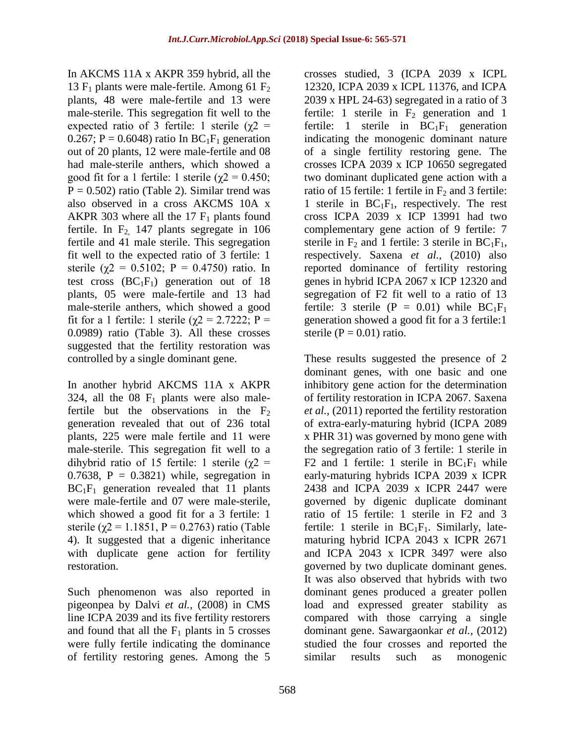In AKCMS 11A x AKPR 359 hybrid, all the 13 $F_1$ plants were male-fertile. Among 61 $F_2$ plants, 48 were male-fertile and 13 were male-sterile. This segregation fit well to the expected ratio of 3 fertile: 1 sterile ($\chi2$ = 0.267; P = 0.6048) ratio In $BC_1F_1$ generation out of 20 plants, 12 were male-fertile and 08 had male-sterile anthers, which showed a good fit for a 1 fertile: 1 sterile ($\chi2$ = 0.450; P = 0.502) ratio (Table 2). Similar trend was also observed in a cross AKCMS 10A x AKPR 303 where all the 17 $F_1$ plants found fertile. In $F_2$, 147 plants segregate in 106 fertile and 41 male sterile. This segregation fit well to the expected ratio of 3 fertile: 1 sterile ($\chi2$ = 0.5102; P = 0.4750) ratio. In test cross ($BC_1F_1$) generation out of 18 plants, 05 were male-fertile and 13 had male-sterile anthers, which showed a good fit for a 1 fertile: 1 sterile ($\chi2$ = 2.7222; P = 0.0989) ratio (Table 3). All these crosses suggested that the fertility restoration was controlled by a single dominant gene.

In another hybrid AKCMS 11A x AKPR 324, all the 08 $F_1$ plants were also male-fertile but the observations in the $F_2$ generation revealed that out of 236 total plants, 225 were male fertile and 11 were male-sterile. This segregation fit well to a dihybrid ratio of 15 fertile: 1 sterile ($\chi2$ = 0.7638, P = 0.3821) while, segregation in $BC_1F_1$ generation revealed that 11 plants were male-fertile and 07 were male-sterile, which showed a good fit for a 3 fertile: 1 sterile ($\chi2$ = 1.1851, P = 0.2763) ratio (Table 4). It suggested that a digenic inheritance with duplicate gene action for fertility restoration.

Such phenomenon was also reported in pigeonpea by Dalvi *et al.,* (2008) in CMS line ICPA 2039 and its five fertility restorers and found that all the $F_1$ plants in 5 crosses were fully fertile indicating the dominance of fertility restoring genes. Among the 5 crosses studied, 3 (ICPA 2039 x ICPL 12320, ICPA 2039 x ICPL 11376, and ICPA 2039 x HPL 24-63) segregated in a ratio of 3 fertile: 1 sterile in $F_2$ generation and 1 fertile: 1 sterile in $BC_1F_1$ generation indicating the monogenic dominant nature of a single fertility restoring gene. The crosses ICPA 2039 x ICP 10650 segregated two dominant duplicated gene action with a ratio of 15 fertile: 1 fertile in $F_2$ and 3 fertile: 1 sterile in $BC_1F_1$, respectively. The rest cross ICPA 2039 x ICP 13991 had two complementary gene action of 9 fertile: 7 sterile in $F_2$ and 1 fertile: 3 sterile in $BC_1F_1$, respectively. Saxena *et al.,* (2010) also reported dominance of fertility restoring genes in hybrid ICPA 2067 x ICP 12320 and segregation of F2 fit well to a ratio of 13 fertile: 3 sterile (P = 0.01) while $BC_1F_1$ generation showed a good fit for a 3 fertile:1 sterile (P = 0.01) ratio.

These results suggested the presence of 2 dominant genes, with one basic and one inhibitory gene action for the determination of fertility restoration in ICPA 2067. Saxena *et al.,* (2011) reported the fertility restoration of extra-early-maturing hybrid (ICPA 2089 x PHR 31) was governed by mono gene with the segregation ratio of 3 fertile: 1 sterile in F2 and 1 fertile: 1 sterile in $BC_1F_1$ while early-maturing hybrids ICPA 2039 x ICPR 2438 and ICPA 2039 x ICPR 2447 were governed by digenic duplicate dominant ratio of 15 fertile: 1 sterile in F2 and 3 fertile: 1 sterile in $BC_1F_1$. Similarly, late-maturing hybrid ICPA 2043 x ICPR 2671 and ICPA 2043 x ICPR 3497 were also governed by two duplicate dominant genes. It was also observed that hybrids with two dominant genes produced a greater pollen load and expressed greater stability as compared with those carrying a single dominant gene. Sawargaonkar *et al.,* (2012) studied the four crosses and reported the similar results such as monogenic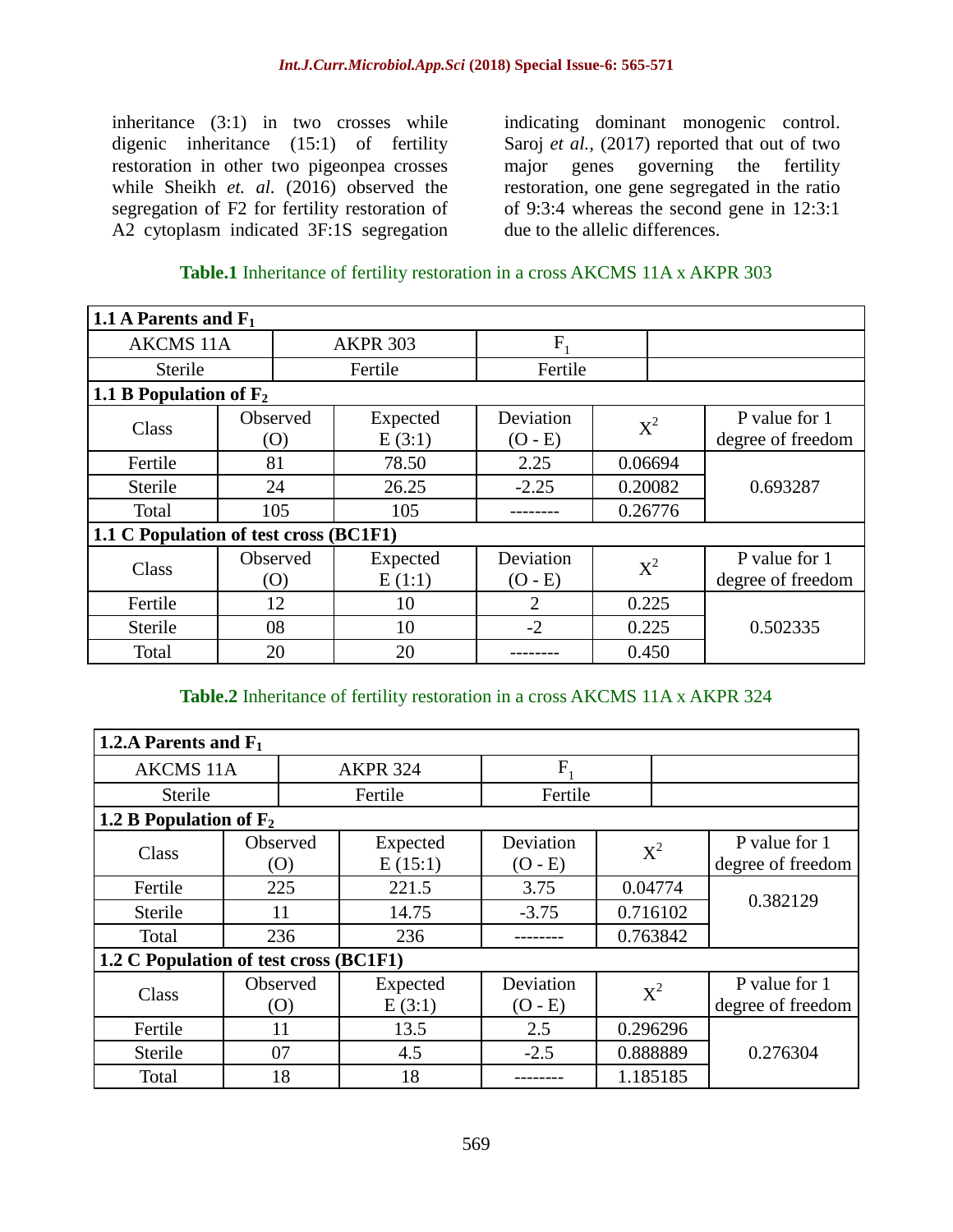inheritance (3:1) in two crosses while digenic inheritance (15:1) of fertility restoration in other two pigeonpea crosses while Sheikh *et. al.* (2016) observed the segregation of F2 for fertility restoration of A2 cytoplasm indicated 3F:1S segregation indicating dominant monogenic control. Saroj *et al.,* (2017) reported that out of two major genes governing the fertility restoration, one gene segregated in the ratio of 9:3:4 whereas the second gene in 12:3:1 due to the allelic differences.

**Table.1** Inheritance of fertility restoration in a cross AKCMS 11A x AKPR 303

| **1.1 A Parents and $F_1$** | | | | | |
|---|---|---|---|---|---|
| AKCMS 11A | | AKPR 303 | $F_1$ | | |
| Sterile | | Fertile | Fertile | | |
| **1.1 B Population of $F_2$** | | | | | |
| Class | Observed (O) | Expected E (3:1) | Deviation (O - E) | $X^2$ | P value for 1 degree of freedom |
| Fertile | 81 | 78.50 | 2.25 | 0.06694 | 0.693287 |
| Sterile | 24 | 26.25 | -2.25 | 0.20082 | |
| Total | 105 | 105 | -------- | 0.26776 | |
| **1.1 C Population of test cross (BC1F1)** | | | | | |
| Class | Observed (O) | Expected E (1:1) | Deviation (O - E) | $X^2$ | P value for 1 degree of freedom |
| Fertile | 12 | 10 | 2 | 0.225 | 0.502335 |
| Sterile | 08 | 10 | -2 | 0.225 | |
| Total | 20 | 20 | -------- | 0.450 | |

**Table.2** Inheritance of fertility restoration in a cross AKCMS 11A x AKPR 324

| **1.2.A Parents and $F_1$** | | | | | |
|---|---|---|---|---|---|
| AKCMS 11A | | AKPR 324 | $F_1$ | | |
| Sterile | | Fertile | Fertile | | |
| **1.2 B Population of $F_2$** | | | | | |
| Class | Observed (O) | Expected E (15:1) | Deviation (O - E) | $X^2$ | P value for 1 degree of freedom |
| Fertile | 225 | 221.5 | 3.75 | 0.04774 | 0.382129 |
| Sterile | 11 | 14.75 | -3.75 | 0.716102 | |
| Total | 236 | 236 | -------- | 0.763842 | |
| **1.2 C Population of test cross (BC1F1)** | | | | | |
| Class | Observed (O) | Expected E (3:1) | Deviation (O - E) | $X^2$ | P value for 1 degree of freedom |
| Fertile | 11 | 13.5 | 2.5 | 0.296296 | 0.276304 |
| Sterile | 07 | 4.5 | -2.5 | 0.888889 | |
| Total | 18 | 18 | -------- | 1.185185 | |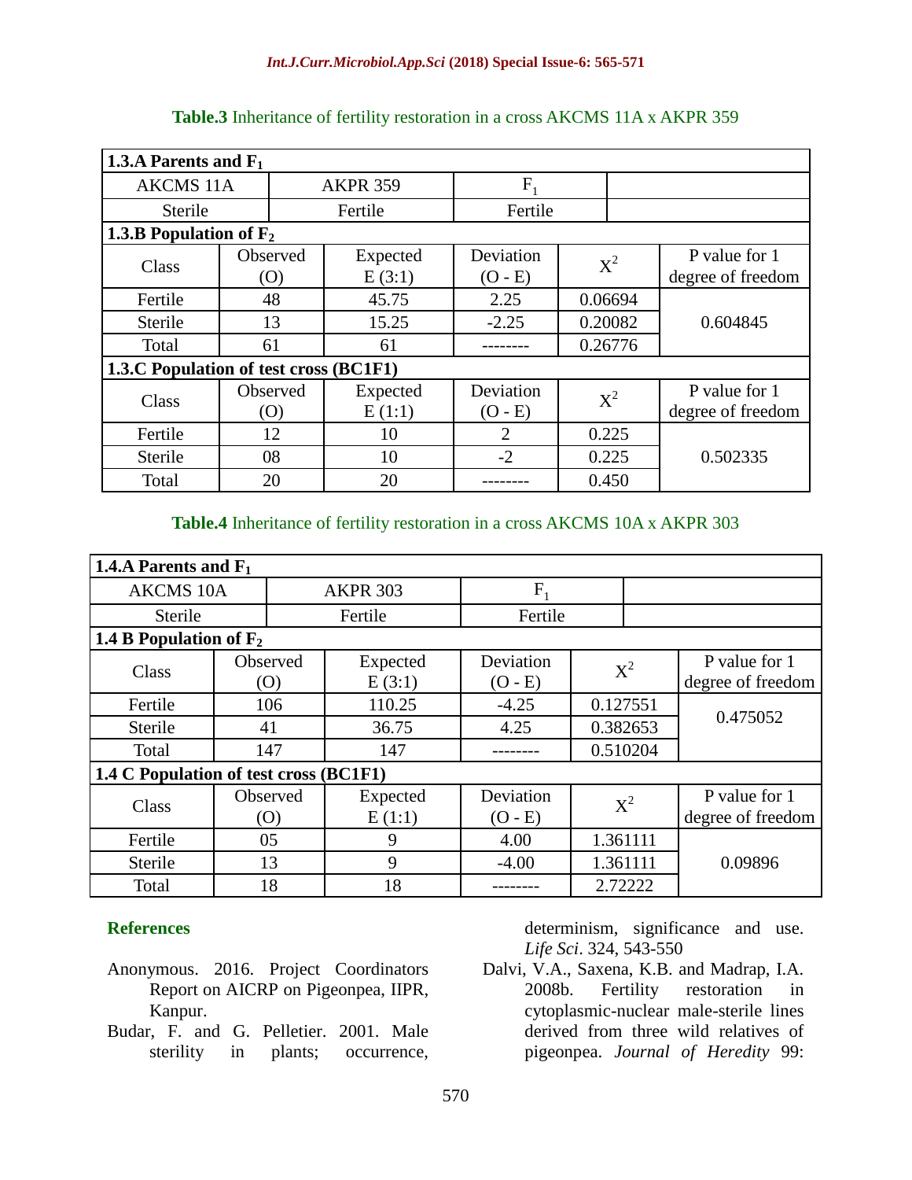**Table.3** Inheritance of fertility restoration in a cross AKCMS 11A x AKPR 359

| **1.3.A Parents and $F_1$** | | | | | |
|---|---|---|---|---|---|
| AKCMS 11A | | AKPR 359 | $F_1$ | | |
| Sterile | | Fertile | Fertile | | |
| **1.3.B Population of $F_2$** | | | | | |
| Class | Observed (O) | Expected E (3:1) | Deviation (O - E) | $X^2$ | P value for 1 degree of freedom |
| Fertile | 48 | 45.75 | 2.25 | 0.06694 | 0.604845 |
| Sterile | 13 | 15.25 | -2.25 | 0.20082 | |
| Total | 61 | 61 | -------- | 0.26776 | |
| **1.3.C Population of test cross (BC1F1)** | | | | | |
| Class | Observed (O) | Expected E (1:1) | Deviation (O - E) | $X^2$ | P value for 1 degree of freedom |
| Fertile | 12 | 10 | 2 | 0.225 | 0.502335 |
| Sterile | 08 | 10 | -2 | 0.225 | |
| Total | 20 | 20 | -------- | 0.450 | |

**Table.4** Inheritance of fertility restoration in a cross AKCMS 10A x AKPR 303

| **1.4.A Parents and $F_1$** | | | | | |
|---|---|---|---|---|---|
| AKCMS 10A | | AKPR 303 | $F_1$ | | |
| Sterile | | Fertile | Fertile | | |
| **1.4 B Population of $F_2$** | | | | | |
| Class | Observed (O) | Expected E (3:1) | Deviation (O - E) | $X^2$ | P value for 1 degree of freedom |
| Fertile | 106 | 110.25 | -4.25 | 0.127551 | 0.475052 |
| Sterile | 41 | 36.75 | 4.25 | 0.382653 | |
| Total | 147 | 147 | -------- | 0.510204 | |
| **1.4 C Population of test cross (BC1F1)** | | | | | |
| Class | Observed (O) | Expected E (1:1) | Deviation (O - E) | $X^2$ | P value for 1 degree of freedom |
| Fertile | 05 | 9 | 4.00 | 1.361111 | 0.09896 |
| Sterile | 13 | 9 | -4.00 | 1.361111 | |
| Total | 18 | 18 | -------- | 2.72222 | |

## References

Anonymous. 2016. Project Coordinators Report on AICRP on Pigeonpea, IIPR, Kanpur.

Budar, F. and G. Pelletier. 2001. Male sterility in plants; occurrence, determinism, significance and use. *Life Sci*. 324, 543-550

Dalvi, V.A., Saxena, K.B. and Madrap, I.A. 2008b. Fertility restoration in cytoplasmic-nuclear male-sterile lines derived from three wild relatives of pigeonpea. *Journal of Heredity* 99: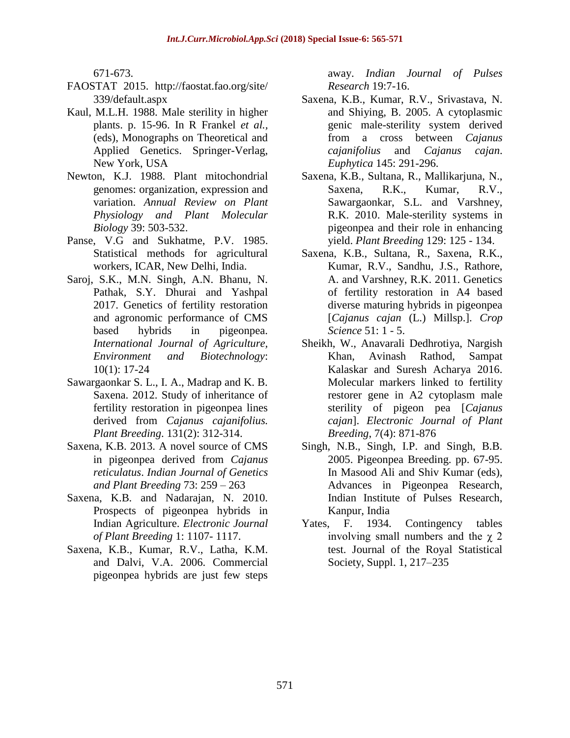671-673.

FAOSTAT 2015. http://faostat.fao.org/site/339/default.aspx

Kaul, M.L.H. 1988. Male sterility in higher plants. p. 15-96. In R Frankel *et al.*, (eds), Monographs on Theoretical and Applied Genetics. Springer-Verlag, New York, USA

Newton, K.J. 1988. Plant mitochondrial genomes: organization, expression and variation. *Annual Review on Plant Physiology and Plant Molecular Biology* 39: 503-532.

Panse, V.G and Sukhatme, P.V. 1985. Statistical methods for agricultural workers, ICAR, New Delhi, India.

Saroj, S.K., M.N. Singh, A.N. Bhanu, N. Pathak, S.Y. Dhurai and Yashpal 2017. Genetics of fertility restoration and agronomic performance of CMS based hybrids in pigeonpea. *International Journal of Agriculture, Environment and Biotechnology*: 10(1): 17-24

Sawargaonkar S. L., I. A., Madrap and K. B. Saxena. 2012. Study of inheritance of fertility restoration in pigeonpea lines derived from *Cajanus cajanifolius. Plant Breeding*. 131(2): 312-314.

Saxena, K.B. 2013. A novel source of CMS in pigeonpea derived from *Cajanus reticulatus*. *Indian Journal of Genetics and Plant Breeding* 73: 259 – 263

Saxena, K.B. and Nadarajan, N. 2010. Prospects of pigeonpea hybrids in Indian Agriculture. *Electronic Journal of Plant Breeding* 1: 1107- 1117.

Saxena, K.B., Kumar, R.V., Latha, K.M. and Dalvi, V.A. 2006. Commercial pigeonpea hybrids are just few steps away. *Indian Journal of Pulses Research* 19:7-16.

Saxena, K.B., Kumar, R.V., Srivastava, N. and Shiying, B. 2005. A cytoplasmic genic male-sterility system derived from a cross between *Cajanus cajanifolius* and *Cajanus cajan*. *Euphytica* 145: 291-296.

Saxena, K.B., Sultana, R., Mallikarjuna, N., Saxena, R.K., Kumar, R.V., Sawargaonkar, S.L. and Varshney, R.K. 2010. Male-sterility systems in pigeonpea and their role in enhancing yield. *Plant Breeding* 129: 125 - 134.

Saxena, K.B., Sultana, R., Saxena, R.K., Kumar, R.V., Sandhu, J.S., Rathore, A. and Varshney, R.K. 2011. Genetics of fertility restoration in A4 based diverse maturing hybrids in pigeonpea [*Cajanus cajan* (L.) Millsp.]. *Crop Science* 51: 1 - 5.

Sheikh, W., Anavarali Dedhrotiya, Nargish Khan, Avinash Rathod, Sampat Kalaskar and Suresh Acharya 2016. Molecular markers linked to fertility restorer gene in A2 cytoplasm male sterility of pigeon pea [*Cajanus cajan*]. *Electronic Journal of Plant Breeding*, 7(4): 871-876

Singh, N.B., Singh, I.P. and Singh, B.B. 2005. Pigeonpea Breeding. pp. 67-95. In Masood Ali and Shiv Kumar (eds), Advances in Pigeonpea Research, Indian Institute of Pulses Research, Kanpur, India

Yates, F. 1934. Contingency tables involving small numbers and the $\chi^2$ test. Journal of the Royal Statistical Society, Suppl. 1, 217–235